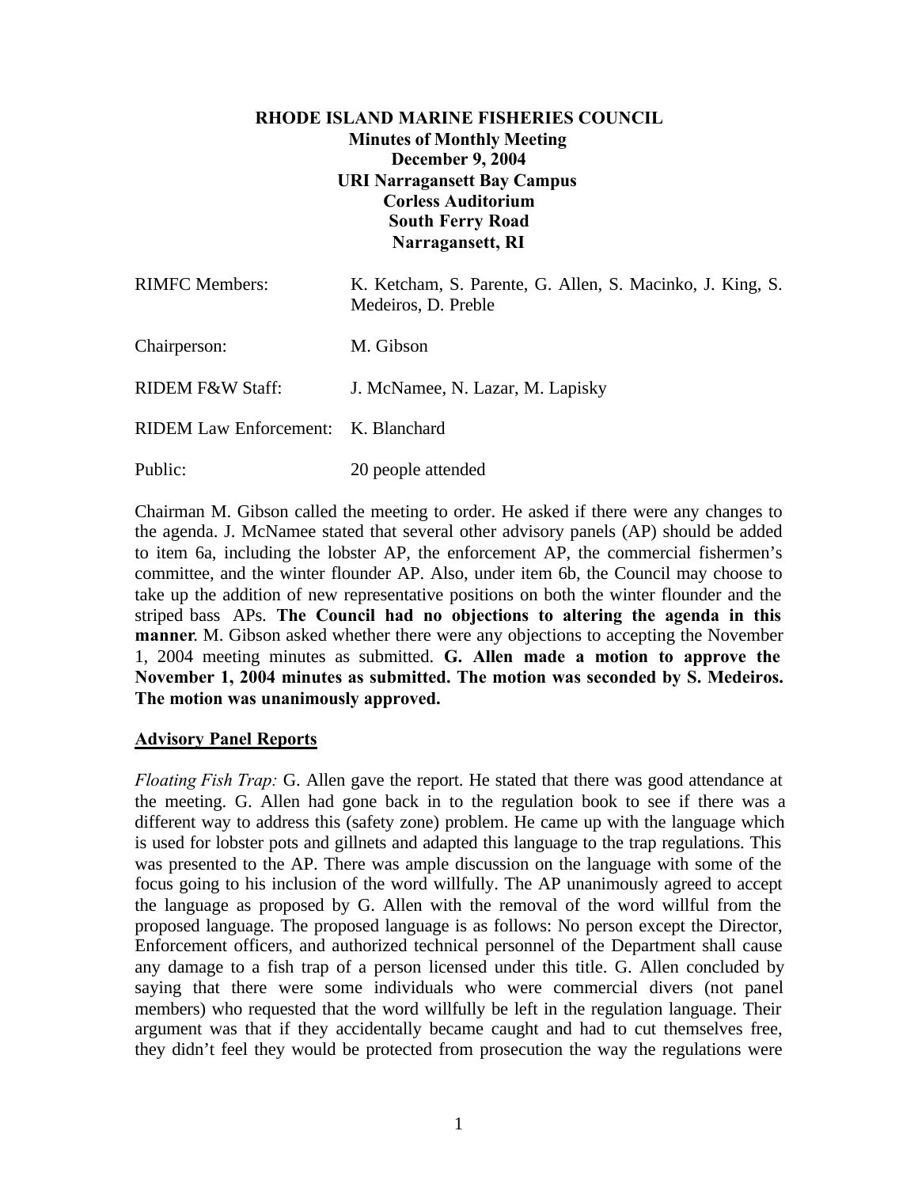# RHODE ISLAND MARINE FISHERIES COUNCIL

**Minutes of Monthly Meeting**
**December 9, 2004**
**URI Narragansett Bay Campus**
**Corless Auditorium**
**South Ferry Road**
**Narragansett, RI**

| | |
|---|---|
| RIMFC Members: | K. Ketcham, S. Parente, G. Allen, S. Macinko, J. King, S. Medeiros, D. Preble |
| Chairperson: | M. Gibson |
| RIDEM F&W Staff: | J. McNamee, N. Lazar, M. Lapisky |
| RIDEM Law Enforcement: | K. Blanchard |
| Public: | 20 people attended |

Chairman M. Gibson called the meeting to order. He asked if there were any changes to the agenda. J. McNamee stated that several other advisory panels (AP) should be added to item 6a, including the lobster AP, the enforcement AP, the commercial fishermen's committee, and the winter flounder AP. Also, under item 6b, the Council may choose to take up the addition of new representative positions on both the winter flounder and the striped bass APs. **The Council had no objections to altering the agenda in this manner**. M. Gibson asked whether there were any objections to accepting the November 1, 2004 meeting minutes as submitted. **G. Allen made a motion to approve the November 1, 2004 minutes as submitted. The motion was seconded by S. Medeiros. The motion was unanimously approved.**

## Advisory Panel Reports

*Floating Fish Trap:* G. Allen gave the report. He stated that there was good attendance at the meeting. G. Allen had gone back in to the regulation book to see if there was a different way to address this (safety zone) problem. He came up with the language which is used for lobster pots and gillnets and adapted this language to the trap regulations. This was presented to the AP. There was ample discussion on the language with some of the focus going to his inclusion of the word willfully. The AP unanimously agreed to accept the language as proposed by G. Allen with the removal of the word willful from the proposed language. The proposed language is as follows: No person except the Director, Enforcement officers, and authorized technical personnel of the Department shall cause any damage to a fish trap of a person licensed under this title. G. Allen concluded by saying that there were some individuals who were commercial divers (not panel members) who requested that the word willfully be left in the regulation language. Their argument was that if they accidentally became caught and had to cut themselves free, they didn't feel they would be protected from prosecution the way the regulations were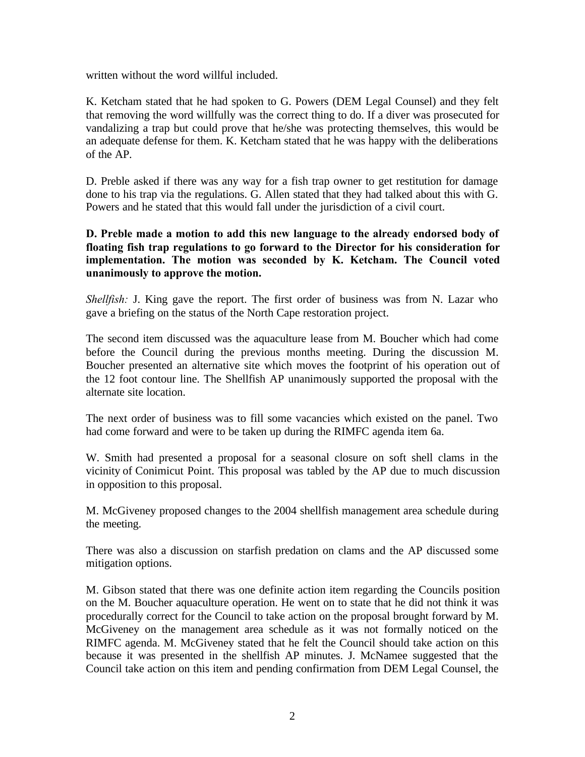written without the word willful included.

K. Ketcham stated that he had spoken to G. Powers (DEM Legal Counsel) and they felt that removing the word willfully was the correct thing to do. If a diver was prosecuted for vandalizing a trap but could prove that he/she was protecting themselves, this would be an adequate defense for them. K. Ketcham stated that he was happy with the deliberations of the AP.

D. Preble asked if there was any way for a fish trap owner to get restitution for damage done to his trap via the regulations. G. Allen stated that they had talked about this with G. Powers and he stated that this would fall under the jurisdiction of a civil court.

**D. Preble made a motion to add this new language to the already endorsed body of floating fish trap regulations to go forward to the Director for his consideration for implementation. The motion was seconded by K. Ketcham. The Council voted unanimously to approve the motion.**

*Shellfish:* J. King gave the report. The first order of business was from N. Lazar who gave a briefing on the status of the North Cape restoration project.

The second item discussed was the aquaculture lease from M. Boucher which had come before the Council during the previous months meeting. During the discussion M. Boucher presented an alternative site which moves the footprint of his operation out of the 12 foot contour line. The Shellfish AP unanimously supported the proposal with the alternate site location.

The next order of business was to fill some vacancies which existed on the panel. Two had come forward and were to be taken up during the RIMFC agenda item 6a.

W. Smith had presented a proposal for a seasonal closure on soft shell clams in the vicinity of Conimicut Point. This proposal was tabled by the AP due to much discussion in opposition to this proposal.

M. McGiveney proposed changes to the 2004 shellfish management area schedule during the meeting.

There was also a discussion on starfish predation on clams and the AP discussed some mitigation options.

M. Gibson stated that there was one definite action item regarding the Councils position on the M. Boucher aquaculture operation. He went on to state that he did not think it was procedurally correct for the Council to take action on the proposal brought forward by M. McGiveney on the management area schedule as it was not formally noticed on the RIMFC agenda. M. McGiveney stated that he felt the Council should take action on this because it was presented in the shellfish AP minutes. J. McNamee suggested that the Council take action on this item and pending confirmation from DEM Legal Counsel, the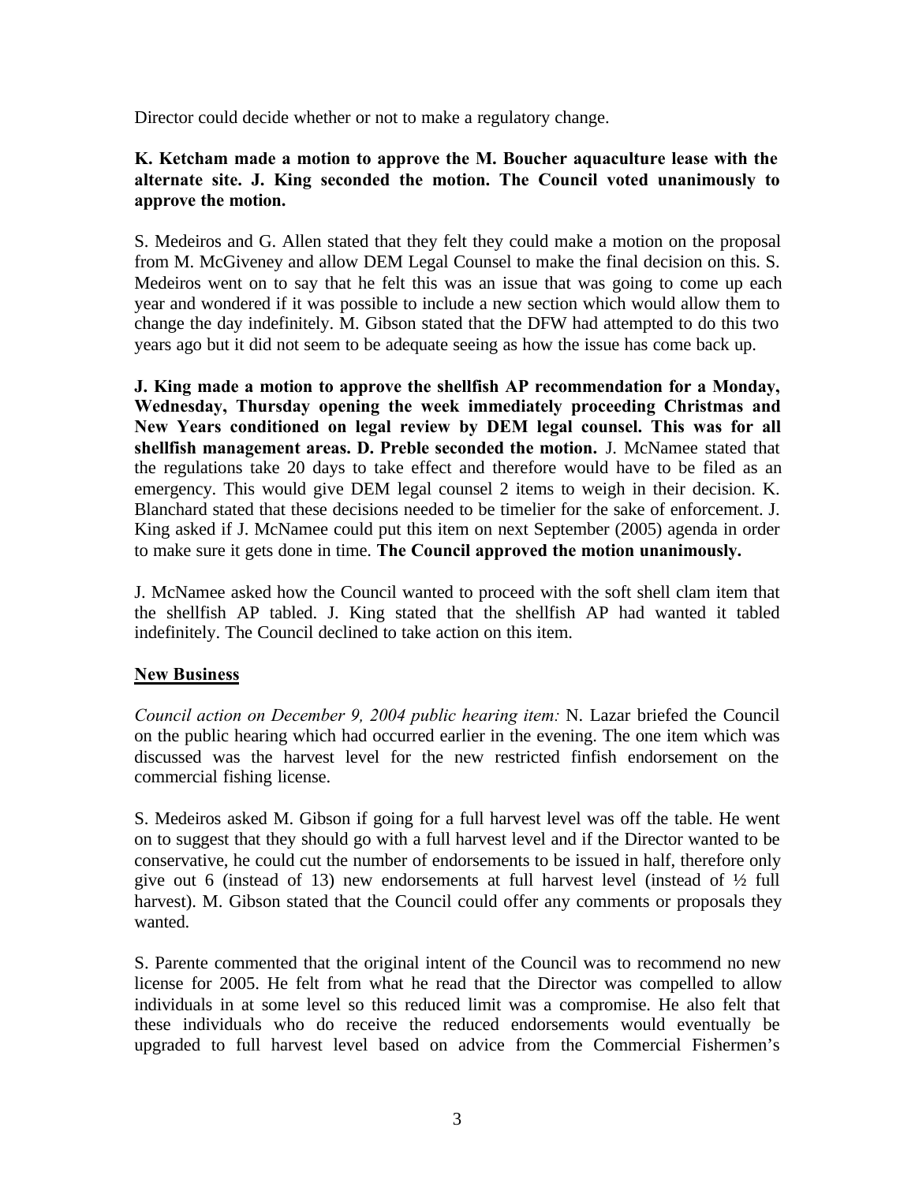Director could decide whether or not to make a regulatory change.

**K. Ketcham made a motion to approve the M. Boucher aquaculture lease with the alternate site. J. King seconded the motion. The Council voted unanimously to approve the motion.**

S. Medeiros and G. Allen stated that they felt they could make a motion on the proposal from M. McGiveney and allow DEM Legal Counsel to make the final decision on this. S. Medeiros went on to say that he felt this was an issue that was going to come up each year and wondered if it was possible to include a new section which would allow them to change the day indefinitely. M. Gibson stated that the DFW had attempted to do this two years ago but it did not seem to be adequate seeing as how the issue has come back up.

**J. King made a motion to approve the shellfish AP recommendation for a Monday, Wednesday, Thursday opening the week immediately proceeding Christmas and New Years conditioned on legal review by DEM legal counsel. This was for all shellfish management areas. D. Preble seconded the motion.** J. McNamee stated that the regulations take 20 days to take effect and therefore would have to be filed as an emergency. This would give DEM legal counsel 2 items to weigh in their decision. K. Blanchard stated that these decisions needed to be timelier for the sake of enforcement. J. King asked if J. McNamee could put this item on next September (2005) agenda in order to make sure it gets done in time. **The Council approved the motion unanimously.**

J. McNamee asked how the Council wanted to proceed with the soft shell clam item that the shellfish AP tabled. J. King stated that the shellfish AP had wanted it tabled indefinitely. The Council declined to take action on this item.

## New Business

*Council action on December 9, 2004 public hearing item:* N. Lazar briefed the Council on the public hearing which had occurred earlier in the evening. The one item which was discussed was the harvest level for the new restricted finfish endorsement on the commercial fishing license.

S. Medeiros asked M. Gibson if going for a full harvest level was off the table. He went on to suggest that they should go with a full harvest level and if the Director wanted to be conservative, he could cut the number of endorsements to be issued in half, therefore only give out 6 (instead of 13) new endorsements at full harvest level (instead of ½ full harvest). M. Gibson stated that the Council could offer any comments or proposals they wanted.

S. Parente commented that the original intent of the Council was to recommend no new license for 2005. He felt from what he read that the Director was compelled to allow individuals in at some level so this reduced limit was a compromise. He also felt that these individuals who do receive the reduced endorsements would eventually be upgraded to full harvest level based on advice from the Commercial Fishermen's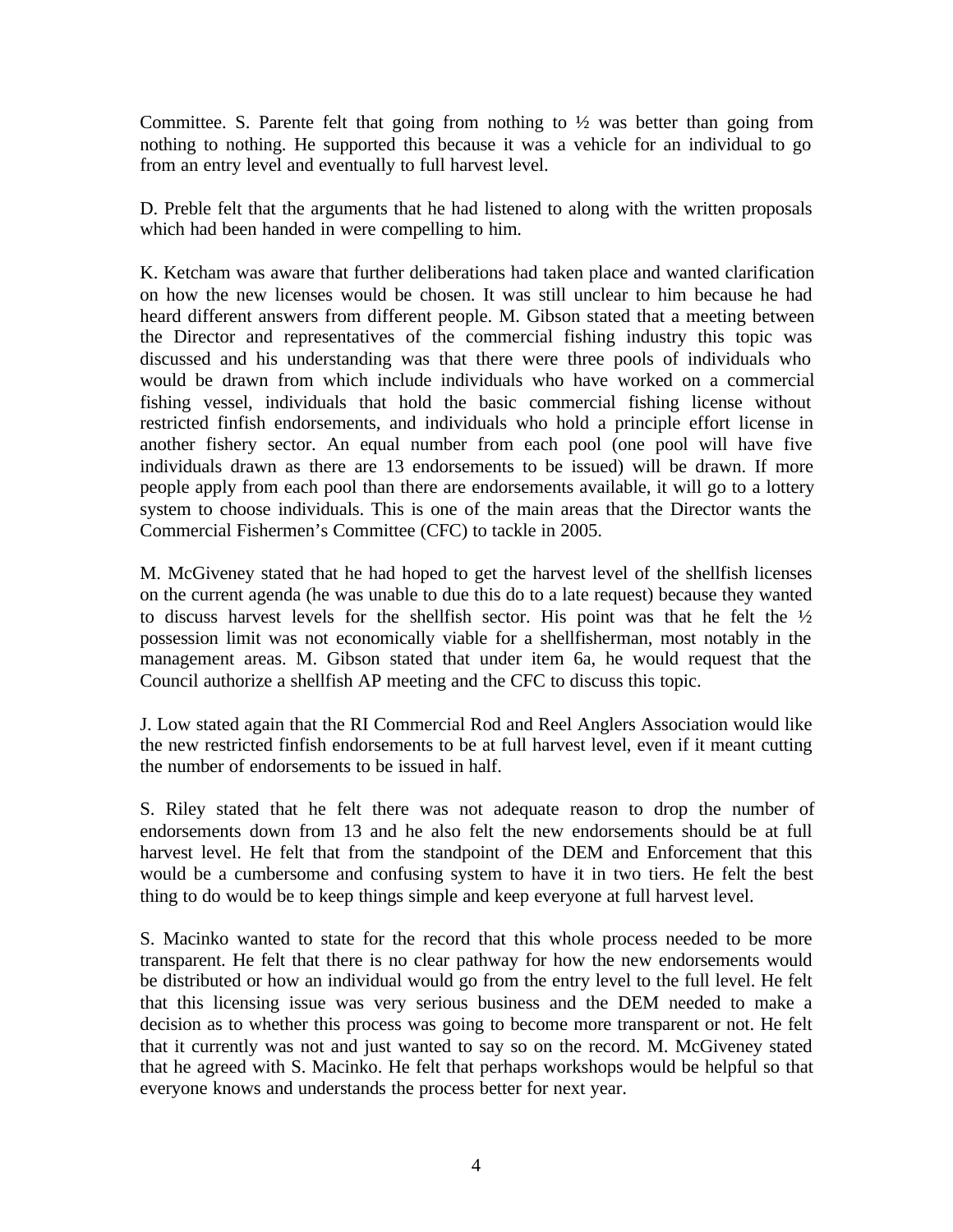Committee. S. Parente felt that going from nothing to ½ was better than going from nothing to nothing. He supported this because it was a vehicle for an individual to go from an entry level and eventually to full harvest level.

D. Preble felt that the arguments that he had listened to along with the written proposals which had been handed in were compelling to him.

K. Ketcham was aware that further deliberations had taken place and wanted clarification on how the new licenses would be chosen. It was still unclear to him because he had heard different answers from different people. M. Gibson stated that a meeting between the Director and representatives of the commercial fishing industry this topic was discussed and his understanding was that there were three pools of individuals who would be drawn from which include individuals who have worked on a commercial fishing vessel, individuals that hold the basic commercial fishing license without restricted finfish endorsements, and individuals who hold a principle effort license in another fishery sector. An equal number from each pool (one pool will have five individuals drawn as there are 13 endorsements to be issued) will be drawn. If more people apply from each pool than there are endorsements available, it will go to a lottery system to choose individuals. This is one of the main areas that the Director wants the Commercial Fishermen's Committee (CFC) to tackle in 2005.

M. McGiveney stated that he had hoped to get the harvest level of the shellfish licenses on the current agenda (he was unable to due this do to a late request) because they wanted to discuss harvest levels for the shellfish sector. His point was that he felt the ½ possession limit was not economically viable for a shellfisherman, most notably in the management areas. M. Gibson stated that under item 6a, he would request that the Council authorize a shellfish AP meeting and the CFC to discuss this topic.

J. Low stated again that the RI Commercial Rod and Reel Anglers Association would like the new restricted finfish endorsements to be at full harvest level, even if it meant cutting the number of endorsements to be issued in half.

S. Riley stated that he felt there was not adequate reason to drop the number of endorsements down from 13 and he also felt the new endorsements should be at full harvest level. He felt that from the standpoint of the DEM and Enforcement that this would be a cumbersome and confusing system to have it in two tiers. He felt the best thing to do would be to keep things simple and keep everyone at full harvest level.

S. Macinko wanted to state for the record that this whole process needed to be more transparent. He felt that there is no clear pathway for how the new endorsements would be distributed or how an individual would go from the entry level to the full level. He felt that this licensing issue was very serious business and the DEM needed to make a decision as to whether this process was going to become more transparent or not. He felt that it currently was not and just wanted to say so on the record. M. McGiveney stated that he agreed with S. Macinko. He felt that perhaps workshops would be helpful so that everyone knows and understands the process better for next year.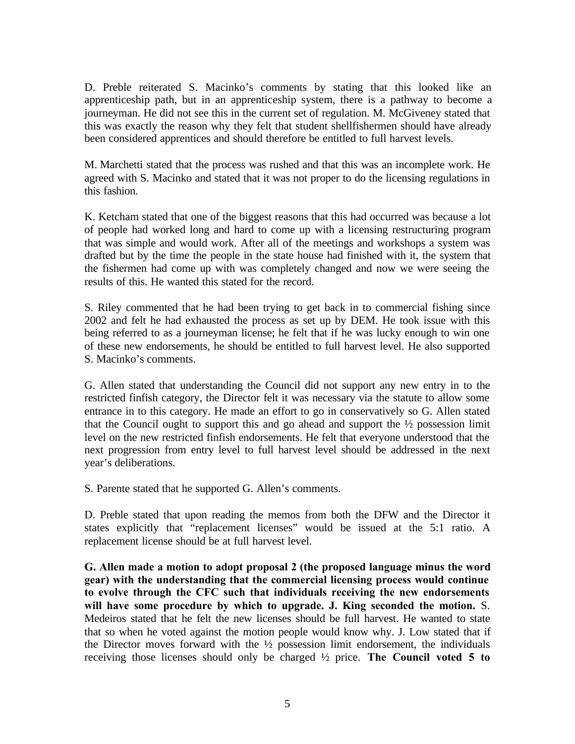D. Preble reiterated S. Macinko's comments by stating that this looked like an apprenticeship path, but in an apprenticeship system, there is a pathway to become a journeyman. He did not see this in the current set of regulation. M. McGiveney stated that this was exactly the reason why they felt that student shellfishermen should have already been considered apprentices and should therefore be entitled to full harvest levels.

M. Marchetti stated that the process was rushed and that this was an incomplete work. He agreed with S. Macinko and stated that it was not proper to do the licensing regulations in this fashion.

K. Ketcham stated that one of the biggest reasons that this had occurred was because a lot of people had worked long and hard to come up with a licensing restructuring program that was simple and would work. After all of the meetings and workshops a system was drafted but by the time the people in the state house had finished with it, the system that the fishermen had come up with was completely changed and now we were seeing the results of this. He wanted this stated for the record.

S. Riley commented that he had been trying to get back in to commercial fishing since 2002 and felt he had exhausted the process as set up by DEM. He took issue with this being referred to as a journeyman license; he felt that if he was lucky enough to win one of these new endorsements, he should be entitled to full harvest level. He also supported S. Macinko's comments.

G. Allen stated that understanding the Council did not support any new entry in to the restricted finfish category, the Director felt it was necessary via the statute to allow some entrance in to this category. He made an effort to go in conservatively so G. Allen stated that the Council ought to support this and go ahead and support the ½ possession limit level on the new restricted finfish endorsements. He felt that everyone understood that the next progression from entry level to full harvest level should be addressed in the next year's deliberations.

S. Parente stated that he supported G. Allen's comments.

D. Preble stated that upon reading the memos from both the DFW and the Director it states explicitly that "replacement licenses" would be issued at the 5:1 ratio. A replacement license should be at full harvest level.

**G. Allen made a motion to adopt proposal 2 (the proposed language minus the word gear) with the understanding that the commercial licensing process would continue to evolve through the CFC such that individuals receiving the new endorsements will have some procedure by which to upgrade. J. King seconded the motion.** S. Medeiros stated that he felt the new licenses should be full harvest. He wanted to state that so when he voted against the motion people would know why. J. Low stated that if the Director moves forward with the ½ possession limit endorsement, the individuals receiving those licenses should only be charged ½ price. **The Council voted 5 to**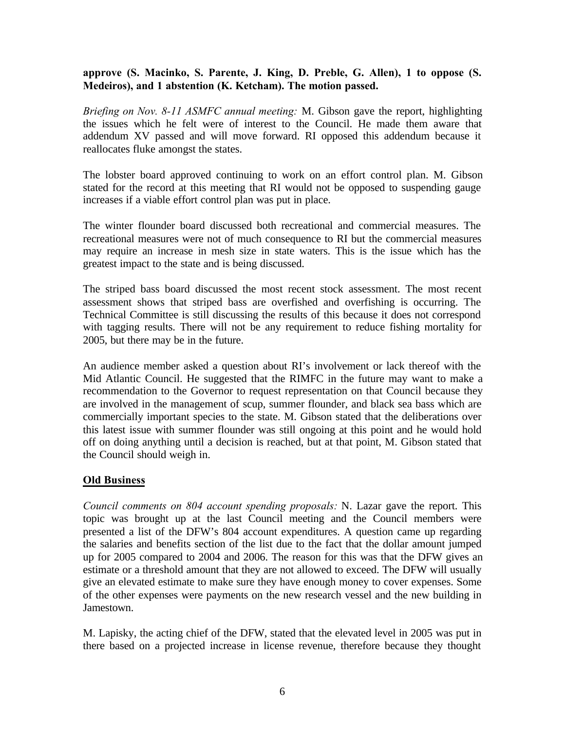**approve (S. Macinko, S. Parente, J. King, D. Preble, G. Allen), 1 to oppose (S. Medeiros), and 1 abstention (K. Ketcham). The motion passed.**

*Briefing on Nov. 8-11 ASMFC annual meeting:* M. Gibson gave the report, highlighting the issues which he felt were of interest to the Council. He made them aware that addendum XV passed and will move forward. RI opposed this addendum because it reallocates fluke amongst the states.

The lobster board approved continuing to work on an effort control plan. M. Gibson stated for the record at this meeting that RI would not be opposed to suspending gauge increases if a viable effort control plan was put in place.

The winter flounder board discussed both recreational and commercial measures. The recreational measures were not of much consequence to RI but the commercial measures may require an increase in mesh size in state waters. This is the issue which has the greatest impact to the state and is being discussed.

The striped bass board discussed the most recent stock assessment. The most recent assessment shows that striped bass are overfished and overfishing is occurring. The Technical Committee is still discussing the results of this because it does not correspond with tagging results. There will not be any requirement to reduce fishing mortality for 2005, but there may be in the future.

An audience member asked a question about RI's involvement or lack thereof with the Mid Atlantic Council. He suggested that the RIMFC in the future may want to make a recommendation to the Governor to request representation on that Council because they are involved in the management of scup, summer flounder, and black sea bass which are commercially important species to the state. M. Gibson stated that the deliberations over this latest issue with summer flounder was still ongoing at this point and he would hold off on doing anything until a decision is reached, but at that point, M. Gibson stated that the Council should weigh in.

## Old Business

*Council comments on 804 account spending proposals:* N. Lazar gave the report. This topic was brought up at the last Council meeting and the Council members were presented a list of the DFW's 804 account expenditures. A question came up regarding the salaries and benefits section of the list due to the fact that the dollar amount jumped up for 2005 compared to 2004 and 2006. The reason for this was that the DFW gives an estimate or a threshold amount that they are not allowed to exceed. The DFW will usually give an elevated estimate to make sure they have enough money to cover expenses. Some of the other expenses were payments on the new research vessel and the new building in Jamestown.

M. Lapisky, the acting chief of the DFW, stated that the elevated level in 2005 was put in there based on a projected increase in license revenue, therefore because they thought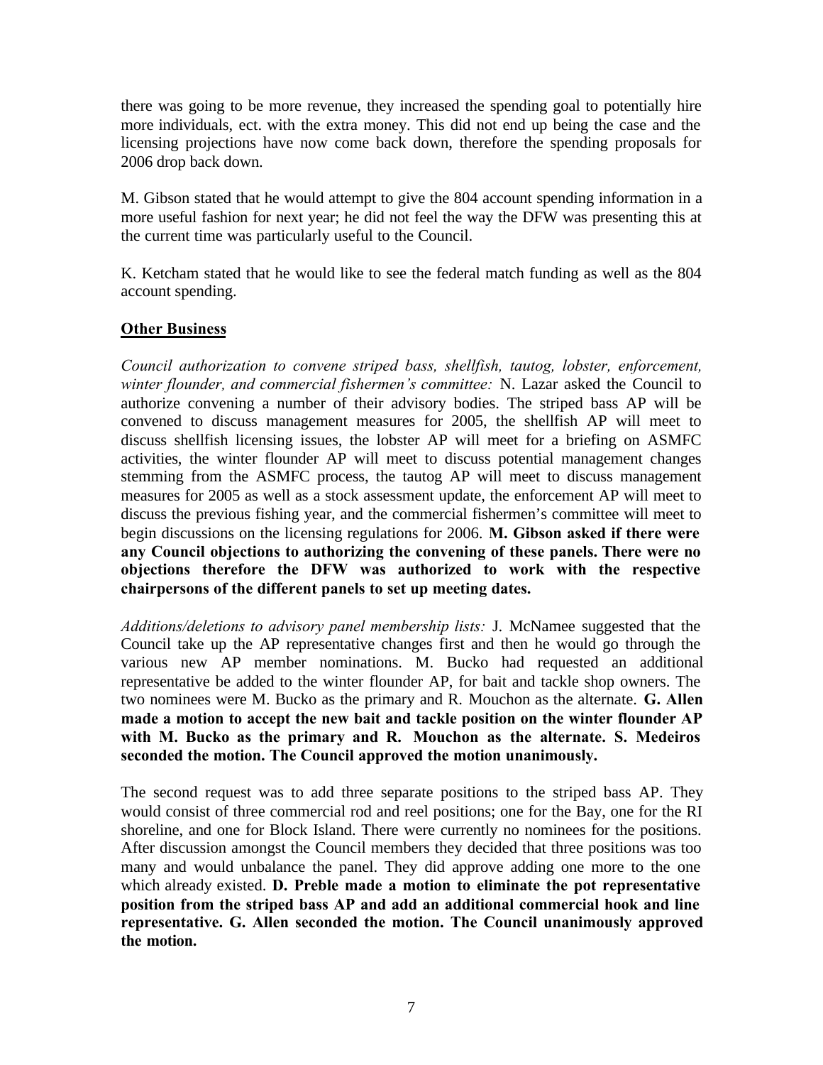there was going to be more revenue, they increased the spending goal to potentially hire more individuals, ect. with the extra money. This did not end up being the case and the licensing projections have now come back down, therefore the spending proposals for 2006 drop back down.

M. Gibson stated that he would attempt to give the 804 account spending information in a more useful fashion for next year; he did not feel the way the DFW was presenting this at the current time was particularly useful to the Council.

K. Ketcham stated that he would like to see the federal match funding as well as the 804 account spending.

## <u>Other Business</u>

*Council authorization to convene striped bass, shellfish, tautog, lobster, enforcement, winter flounder, and commercial fishermen's committee:* N. Lazar asked the Council to authorize convening a number of their advisory bodies. The striped bass AP will be convened to discuss management measures for 2005, the shellfish AP will meet to discuss shellfish licensing issues, the lobster AP will meet for a briefing on ASMFC activities, the winter flounder AP will meet to discuss potential management changes stemming from the ASMFC process, the tautog AP will meet to discuss management measures for 2005 as well as a stock assessment update, the enforcement AP will meet to discuss the previous fishing year, and the commercial fishermen's committee will meet to begin discussions on the licensing regulations for 2006. **M. Gibson asked if there were any Council objections to authorizing the convening of these panels. There were no objections therefore the DFW was authorized to work with the respective chairpersons of the different panels to set up meeting dates.**

*Additions/deletions to advisory panel membership lists:* J. McNamee suggested that the Council take up the AP representative changes first and then he would go through the various new AP member nominations. M. Bucko had requested an additional representative be added to the winter flounder AP, for bait and tackle shop owners. The two nominees were M. Bucko as the primary and R. Mouchon as the alternate. **G. Allen made a motion to accept the new bait and tackle position on the winter flounder AP with M. Bucko as the primary and R. Mouchon as the alternate. S. Medeiros seconded the motion. The Council approved the motion unanimously.**

The second request was to add three separate positions to the striped bass AP. They would consist of three commercial rod and reel positions; one for the Bay, one for the RI shoreline, and one for Block Island. There were currently no nominees for the positions. After discussion amongst the Council members they decided that three positions was too many and would unbalance the panel. They did approve adding one more to the one which already existed. **D. Preble made a motion to eliminate the pot representative position from the striped bass AP and add an additional commercial hook and line representative. G. Allen seconded the motion. The Council unanimously approved the motion.**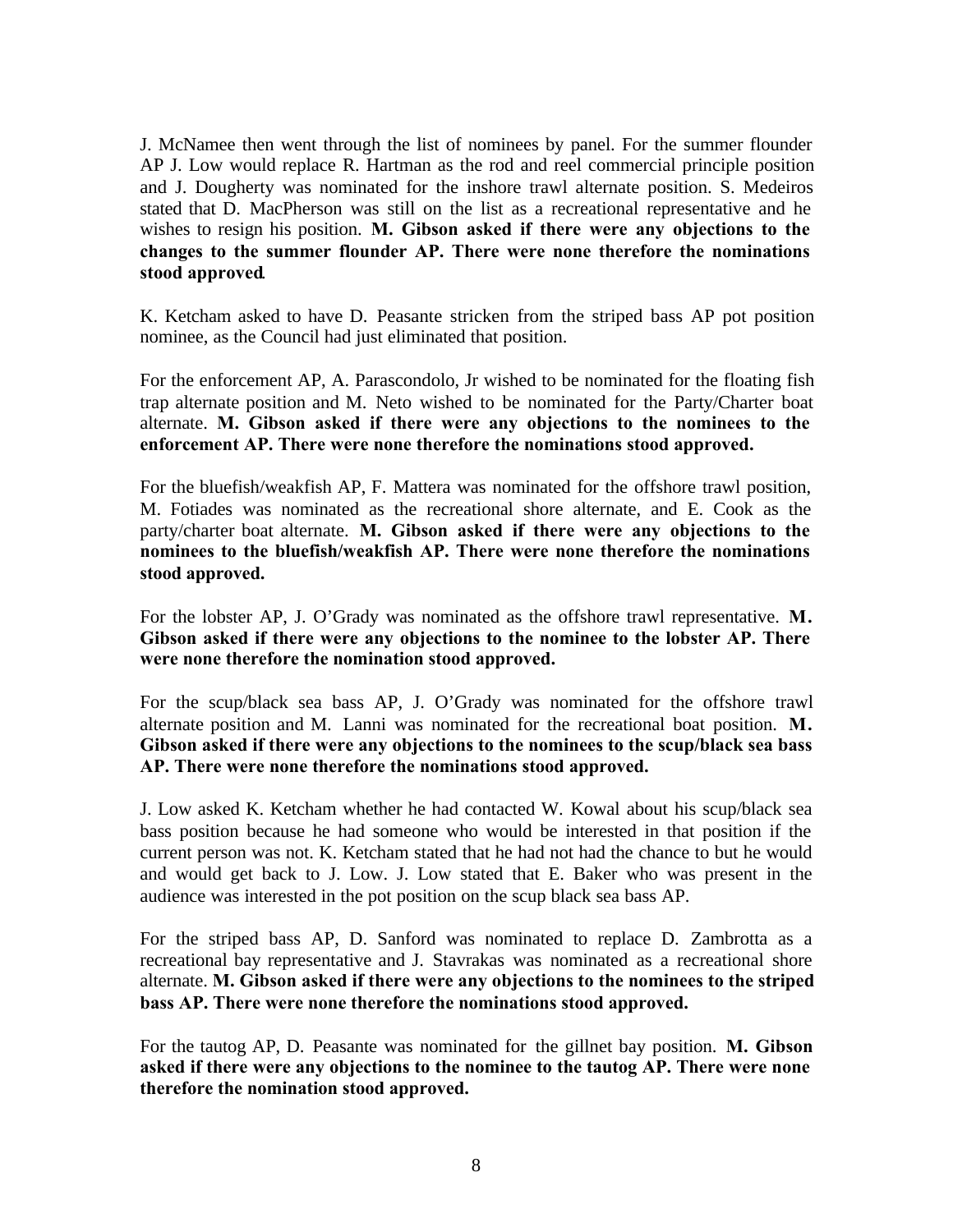J. McNamee then went through the list of nominees by panel. For the summer flounder AP J. Low would replace R. Hartman as the rod and reel commercial principle position and J. Dougherty was nominated for the inshore trawl alternate position. S. Medeiros stated that D. MacPherson was still on the list as a recreational representative and he wishes to resign his position. **M. Gibson asked if there were any objections to the changes to the summer flounder AP. There were none therefore the nominations stood approved.**

K. Ketcham asked to have D. Peasante stricken from the striped bass AP pot position nominee, as the Council had just eliminated that position.

For the enforcement AP, A. Parascondolo, Jr wished to be nominated for the floating fish trap alternate position and M. Neto wished to be nominated for the Party/Charter boat alternate. **M. Gibson asked if there were any objections to the nominees to the enforcement AP. There were none therefore the nominations stood approved.**

For the bluefish/weakfish AP, F. Mattera was nominated for the offshore trawl position, M. Fotiades was nominated as the recreational shore alternate, and E. Cook as the party/charter boat alternate. **M. Gibson asked if there were any objections to the nominees to the bluefish/weakfish AP. There were none therefore the nominations stood approved.**

For the lobster AP, J. O'Grady was nominated as the offshore trawl representative. **M. Gibson asked if there were any objections to the nominee to the lobster AP. There were none therefore the nomination stood approved.**

For the scup/black sea bass AP, J. O'Grady was nominated for the offshore trawl alternate position and M. Lanni was nominated for the recreational boat position. **M. Gibson asked if there were any objections to the nominees to the scup/black sea bass AP. There were none therefore the nominations stood approved.**

J. Low asked K. Ketcham whether he had contacted W. Kowal about his scup/black sea bass position because he had someone who would be interested in that position if the current person was not. K. Ketcham stated that he had not had the chance to but he would and would get back to J. Low. J. Low stated that E. Baker who was present in the audience was interested in the pot position on the scup black sea bass AP.

For the striped bass AP, D. Sanford was nominated to replace D. Zambrotta as a recreational bay representative and J. Stavrakas was nominated as a recreational shore alternate. **M. Gibson asked if there were any objections to the nominees to the striped bass AP. There were none therefore the nominations stood approved.**

For the tautog AP, D. Peasante was nominated for the gillnet bay position. **M. Gibson asked if there were any objections to the nominee to the tautog AP. There were none therefore the nomination stood approved.**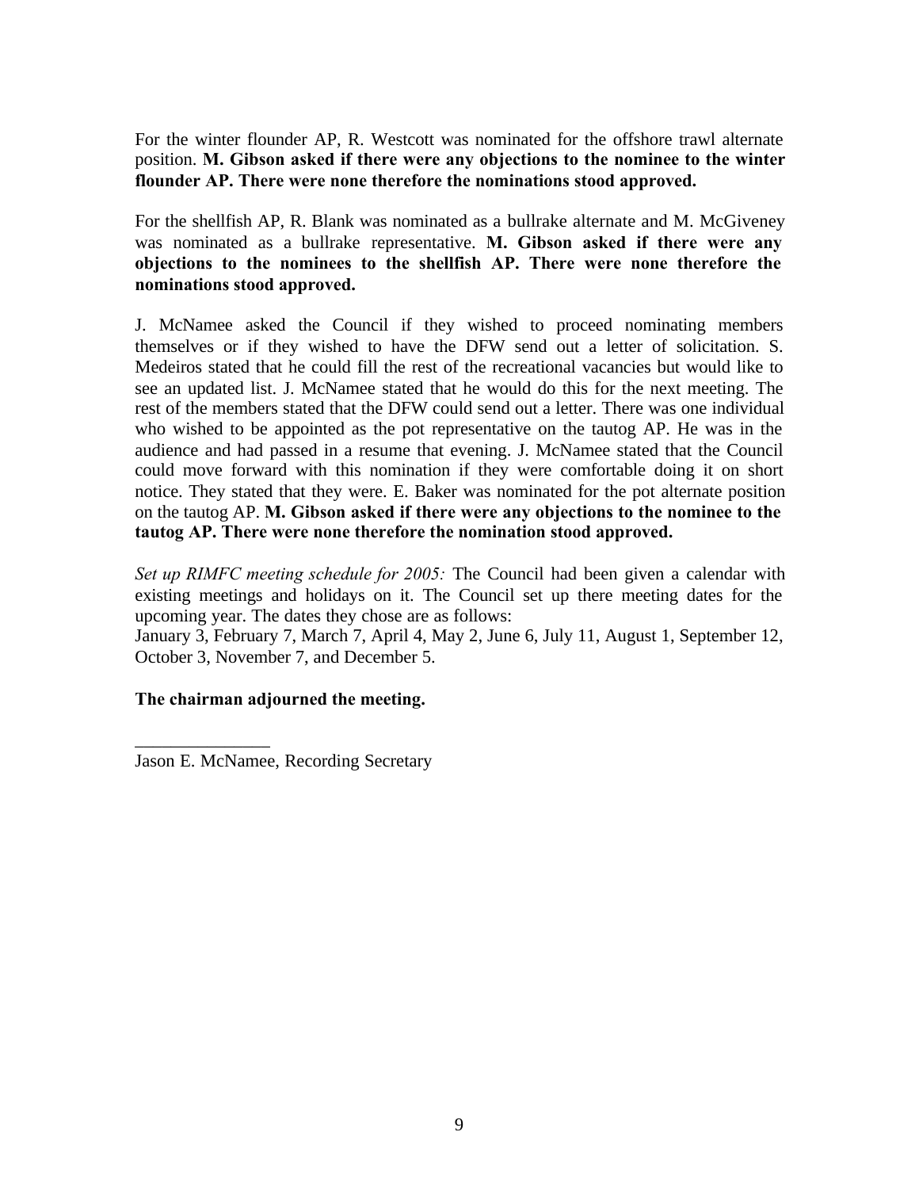For the winter flounder AP, R. Westcott was nominated for the offshore trawl alternate position. **M. Gibson asked if there were any objections to the nominee to the winter flounder AP. There were none therefore the nominations stood approved.**

For the shellfish AP, R. Blank was nominated as a bullrake alternate and M. McGiveney was nominated as a bullrake representative. **M. Gibson asked if there were any objections to the nominees to the shellfish AP. There were none therefore the nominations stood approved.**

J. McNamee asked the Council if they wished to proceed nominating members themselves or if they wished to have the DFW send out a letter of solicitation. S. Medeiros stated that he could fill the rest of the recreational vacancies but would like to see an updated list. J. McNamee stated that he would do this for the next meeting. The rest of the members stated that the DFW could send out a letter. There was one individual who wished to be appointed as the pot representative on the tautog AP. He was in the audience and had passed in a resume that evening. J. McNamee stated that the Council could move forward with this nomination if they were comfortable doing it on short notice. They stated that they were. E. Baker was nominated for the pot alternate position on the tautog AP. **M. Gibson asked if there were any objections to the nominee to the tautog AP. There were none therefore the nomination stood approved.**

*Set up RIMFC meeting schedule for 2005:* The Council had been given a calendar with existing meetings and holidays on it. The Council set up there meeting dates for the upcoming year. The dates they chose are as follows:
January 3, February 7, March 7, April 4, May 2, June 6, July 11, August 1, September 12, October 3, November 7, and December 5.

**The chairman adjourned the meeting.**

_______________
Jason E. McNamee, Recording Secretary